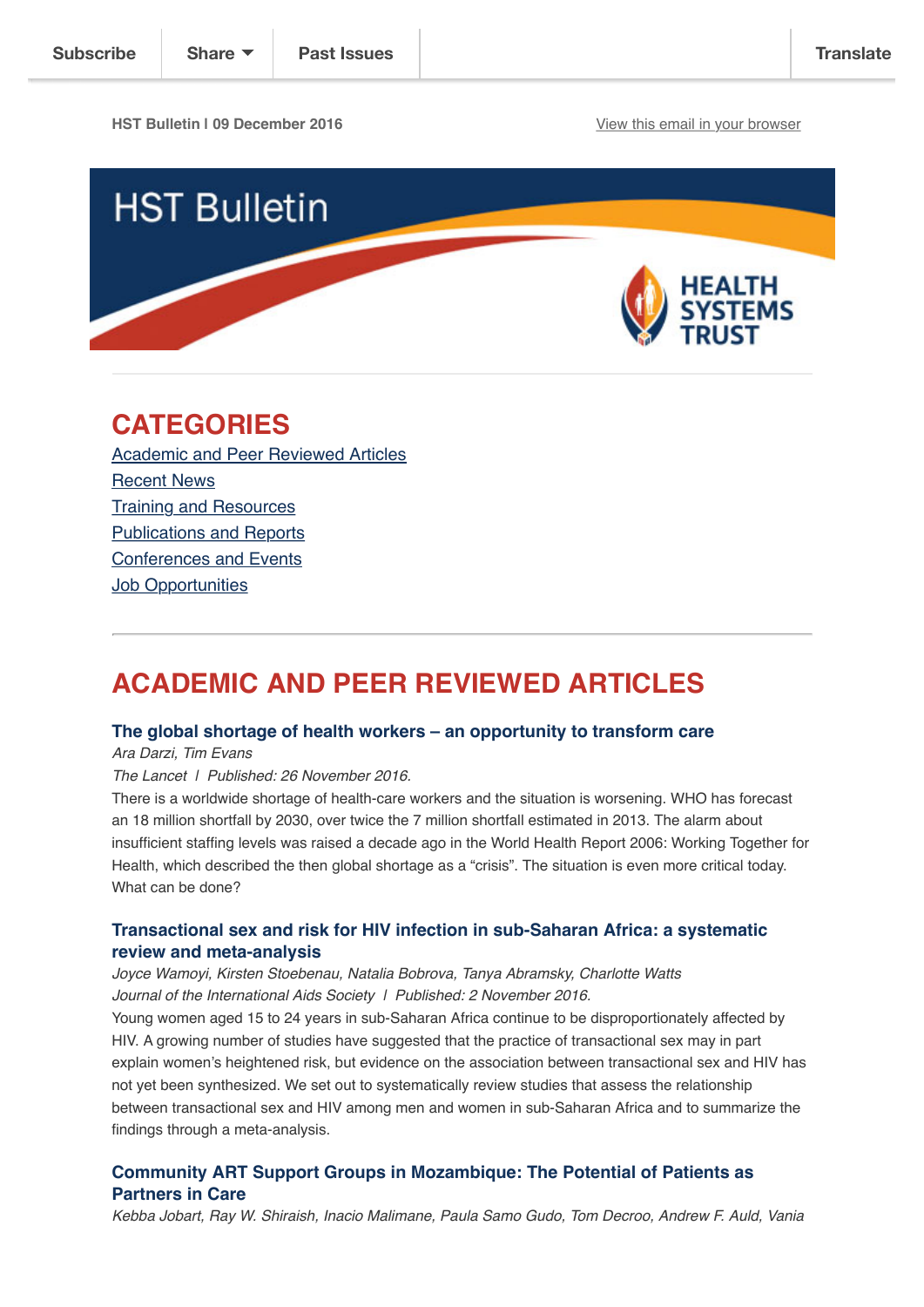Subscribe | Share | Past Issues | Translate

HST Bulletin | 09 December 2016

View this email in your browser

# HST Bulletin

HEALTH SYSTEMS TRUST

## CATEGORIES

[Academic and Peer Reviewed Articles]

[Recent News]

[Training and Resources]

[Publications and Reports]

[Conferences and Events]

[Job Opportunities]

---

## ACADEMIC AND PEER REVIEWED ARTICLES

### The global shortage of health workers – an opportunity to transform care

*Ara Darzi, Tim Evans*

*The Lancet | Published: 26 November 2016.*

There is a worldwide shortage of health-care workers and the situation is worsening. WHO has forecast an 18 million shortfall by 2030, over twice the 7 million shortfall estimated in 2013. The alarm about insufficient staffing levels was raised a decade ago in the World Health Report 2006: Working Together for Health, which described the then global shortage as a "crisis". The situation is even more critical today. What can be done?

### Transactional sex and risk for HIV infection in sub-Saharan Africa: a systematic review and meta-analysis

*Joyce Wamoyi, Kirsten Stoebenau, Natalia Bobrova, Tanya Abramsky, Charlotte Watts*

*Journal of the International Aids Society | Published: 2 November 2016.*

Young women aged 15 to 24 years in sub-Saharan Africa continue to be disproportionately affected by HIV. A growing number of studies have suggested that the practice of transactional sex may in part explain women's heightened risk, but evidence on the association between transactional sex and HIV has not yet been synthesized. We set out to systematically review studies that assess the relationship between transactional sex and HIV among men and women in sub-Saharan Africa and to summarize the findings through a meta-analysis.

### Community ART Support Groups in Mozambique: The Potential of Patients as Partners in Care

*Kebba Jobart, Ray W. Shiraish, Inacio Malimane, Paula Samo Gudo, Tom Decroo, Andrew F. Auld, Vania*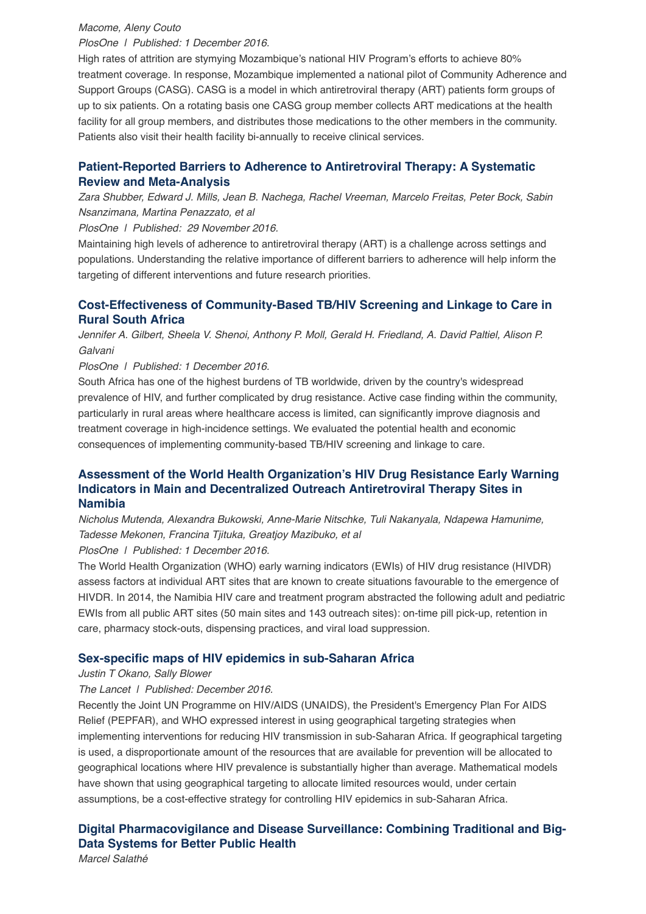*Macome, Aleny Couto*

*PlosOne | Published: 1 December 2016.*

High rates of attrition are stymying Mozambique's national HIV Program's efforts to achieve 80% treatment coverage. In response, Mozambique implemented a national pilot of Community Adherence and Support Groups (CASG). CASG is a model in which antiretroviral therapy (ART) patients form groups of up to six patients. On a rotating basis one CASG group member collects ART medications at the health facility for all group members, and distributes those medications to the other members in the community. Patients also visit their health facility bi-annually to receive clinical services.

### Patient-Reported Barriers to Adherence to Antiretroviral Therapy: A Systematic Review and Meta-Analysis

*Zara Shubber, Edward J. Mills, Jean B. Nachega, Rachel Vreeman, Marcelo Freitas, Peter Bock, Sabin Nsanzimana, Martina Penazzato, et al*

*PlosOne | Published: 29 November 2016.*

Maintaining high levels of adherence to antiretroviral therapy (ART) is a challenge across settings and populations. Understanding the relative importance of different barriers to adherence will help inform the targeting of different interventions and future research priorities.

### Cost-Effectiveness of Community-Based TB/HIV Screening and Linkage to Care in Rural South Africa

*Jennifer A. Gilbert, Sheela V. Shenoi, Anthony P. Moll, Gerald H. Friedland, A. David Paltiel, Alison P. Galvani*

*PlosOne | Published: 1 December 2016.*

South Africa has one of the highest burdens of TB worldwide, driven by the country's widespread prevalence of HIV, and further complicated by drug resistance. Active case finding within the community, particularly in rural areas where healthcare access is limited, can significantly improve diagnosis and treatment coverage in high-incidence settings. We evaluated the potential health and economic consequences of implementing community-based TB/HIV screening and linkage to care.

### Assessment of the World Health Organization's HIV Drug Resistance Early Warning Indicators in Main and Decentralized Outreach Antiretroviral Therapy Sites in Namibia

*Nicholus Mutenda, Alexandra Bukowski, Anne-Marie Nitschke, Tuli Nakanyala, Ndapewa Hamunime, Tadesse Mekonen, Francina Tjituka, Greatjoy Mazibuko, et al*

*PlosOne | Published: 1 December 2016.*

The World Health Organization (WHO) early warning indicators (EWIs) of HIV drug resistance (HIVDR) assess factors at individual ART sites that are known to create situations favourable to the emergence of HIVDR. In 2014, the Namibia HIV care and treatment program abstracted the following adult and pediatric EWIs from all public ART sites (50 main sites and 143 outreach sites): on-time pill pick-up, retention in care, pharmacy stock-outs, dispensing practices, and viral load suppression.

### Sex-specific maps of HIV epidemics in sub-Saharan Africa

*Justin T Okano, Sally Blower*

*The Lancet | Published: December 2016.*

Recently the Joint UN Programme on HIV/AIDS (UNAIDS), the President's Emergency Plan For AIDS Relief (PEPFAR), and WHO expressed interest in using geographical targeting strategies when implementing interventions for reducing HIV transmission in sub-Saharan Africa. If geographical targeting is used, a disproportionate amount of the resources that are available for prevention will be allocated to geographical locations where HIV prevalence is substantially higher than average. Mathematical models have shown that using geographical targeting to allocate limited resources would, under certain assumptions, be a cost-effective strategy for controlling HIV epidemics in sub-Saharan Africa.

### Digital Pharmacovigilance and Disease Surveillance: Combining Traditional and Big-Data Systems for Better Public Health

*Marcel Salathé*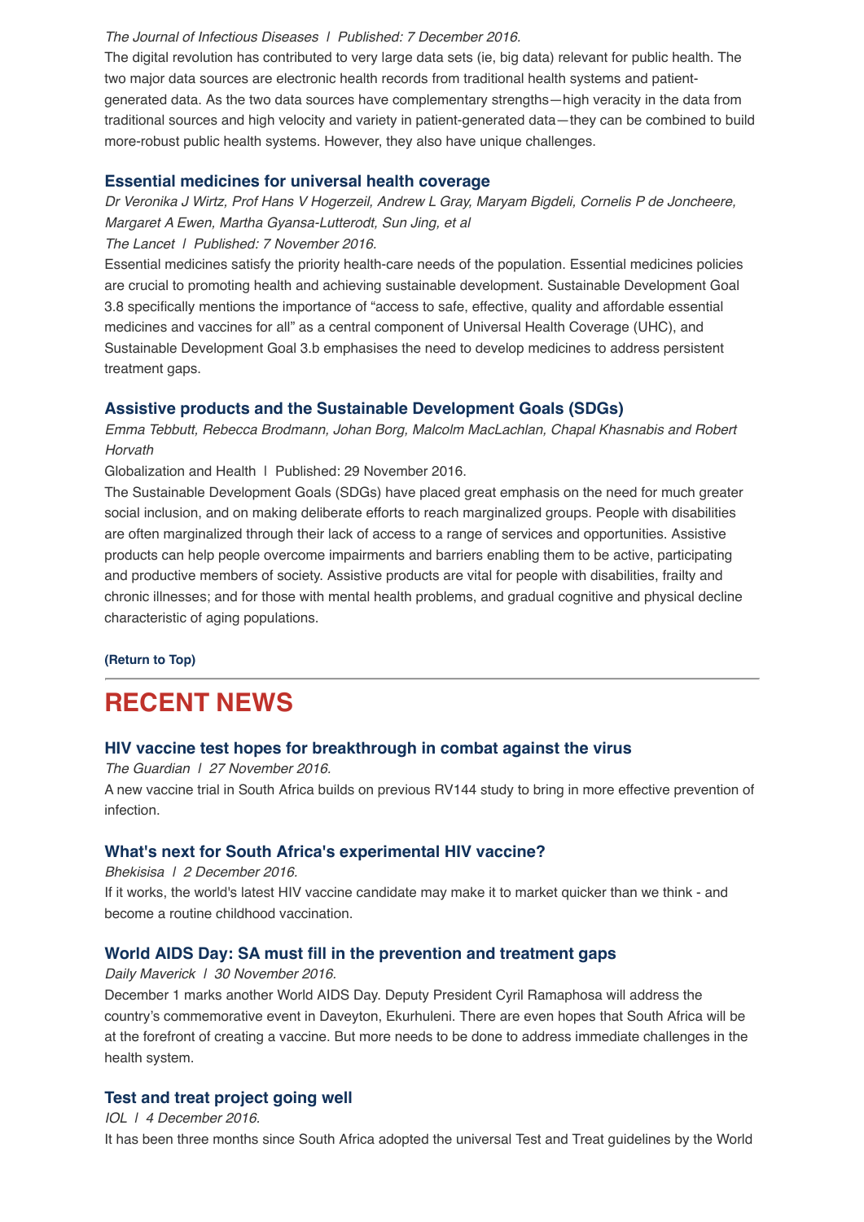*The Journal of Infectious Diseases | Published: 7 December 2016.*

The digital revolution has contributed to very large data sets (ie, big data) relevant for public health. The two major data sources are electronic health records from traditional health systems and patient-generated data. As the two data sources have complementary strengths—high veracity in the data from traditional sources and high velocity and variety in patient-generated data—they can be combined to build more-robust public health systems. However, they also have unique challenges.

### Essential medicines for universal health coverage

*Dr Veronika J Wirtz, Prof Hans V Hogerzeil, Andrew L Gray, Maryam Bigdeli, Cornelis P de Joncheere, Margaret A Ewen, Martha Gyansa-Lutterodt, Sun Jing, et al*

*The Lancet | Published: 7 November 2016.*

Essential medicines satisfy the priority health-care needs of the population. Essential medicines policies are crucial to promoting health and achieving sustainable development. Sustainable Development Goal 3.8 specifically mentions the importance of "access to safe, effective, quality and affordable essential medicines and vaccines for all" as a central component of Universal Health Coverage (UHC), and Sustainable Development Goal 3.b emphasises the need to develop medicines to address persistent treatment gaps.

### Assistive products and the Sustainable Development Goals (SDGs)

*Emma Tebbutt, Rebecca Brodmann, Johan Borg, Malcolm MacLachlan, Chapal Khasnabis and Robert Horvath*

Globalization and Health | Published: 29 November 2016.

The Sustainable Development Goals (SDGs) have placed great emphasis on the need for much greater social inclusion, and on making deliberate efforts to reach marginalized groups. People with disabilities are often marginalized through their lack of access to a range of services and opportunities. Assistive products can help people overcome impairments and barriers enabling them to be active, participating and productive members of society. Assistive products are vital for people with disabilities, frailty and chronic illnesses; and for those with mental health problems, and gradual cognitive and physical decline characteristic of aging populations.

**(Return to Top)**

---

## RECENT NEWS

### HIV vaccine test hopes for breakthrough in combat against the virus

*The Guardian | 27 November 2016.*

A new vaccine trial in South Africa builds on previous RV144 study to bring in more effective prevention of infection.

### What's next for South Africa's experimental HIV vaccine?

*Bhekisisa | 2 December 2016.*

If it works, the world's latest HIV vaccine candidate may make it to market quicker than we think - and become a routine childhood vaccination.

### World AIDS Day: SA must fill in the prevention and treatment gaps

*Daily Maverick | 30 November 2016.*

December 1 marks another World AIDS Day. Deputy President Cyril Ramaphosa will address the country's commemorative event in Daveyton, Ekurhuleni. There are even hopes that South Africa will be at the forefront of creating a vaccine. But more needs to be done to address immediate challenges in the health system.

### Test and treat project going well

*IOL | 4 December 2016.*

It has been three months since South Africa adopted the universal Test and Treat guidelines by the World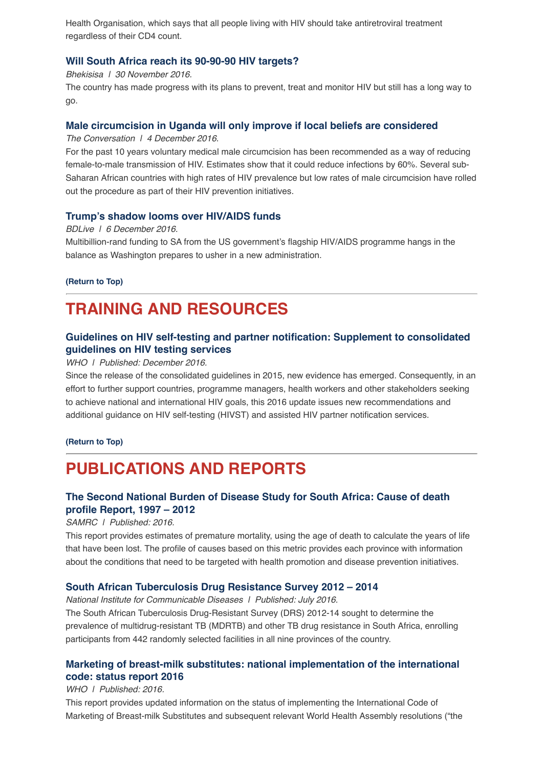Health Organisation, which says that all people living with HIV should take antiretroviral treatment regardless of their CD4 count.

### Will South Africa reach its 90-90-90 HIV targets?

*Bhekisisa | 30 November 2016.*

The country has made progress with its plans to prevent, treat and monitor HIV but still has a long way to go.

### Male circumcision in Uganda will only improve if local beliefs are considered

*The Conversation | 4 December 2016.*

For the past 10 years voluntary medical male circumcision has been recommended as a way of reducing female-to-male transmission of HIV. Estimates show that it could reduce infections by 60%. Several sub-Saharan African countries with high rates of HIV prevalence but low rates of male circumcision have rolled out the procedure as part of their HIV prevention initiatives.

### Trump's shadow looms over HIV/AIDS funds

*BDLive | 6 December 2016.*

Multibillion-rand funding to SA from the US government's flagship HIV/AIDS programme hangs in the balance as Washington prepares to usher in a new administration.

**(Return to Top)**

---

## TRAINING AND RESOURCES

### Guidelines on HIV self-testing and partner notification: Supplement to consolidated guidelines on HIV testing services

*WHO | Published: December 2016.*

Since the release of the consolidated guidelines in 2015, new evidence has emerged. Consequently, in an effort to further support countries, programme managers, health workers and other stakeholders seeking to achieve national and international HIV goals, this 2016 update issues new recommendations and additional guidance on HIV self-testing (HIVST) and assisted HIV partner notification services.

**(Return to Top)**

---

## PUBLICATIONS AND REPORTS

### The Second National Burden of Disease Study for South Africa: Cause of death profile Report, 1997 – 2012

*SAMRC | Published: 2016.*

This report provides estimates of premature mortality, using the age of death to calculate the years of life that have been lost. The profile of causes based on this metric provides each province with information about the conditions that need to be targeted with health promotion and disease prevention initiatives.

### South African Tuberculosis Drug Resistance Survey 2012 – 2014

*National Institute for Communicable Diseases | Published: July 2016.*

The South African Tuberculosis Drug-Resistant Survey (DRS) 2012-14 sought to determine the prevalence of multidrug-resistant TB (MDRTB) and other TB drug resistance in South Africa, enrolling participants from 442 randomly selected facilities in all nine provinces of the country.

### Marketing of breast-milk substitutes: national implementation of the international code: status report 2016

*WHO | Published: 2016.*

This report provides updated information on the status of implementing the International Code of Marketing of Breast-milk Substitutes and subsequent relevant World Health Assembly resolutions ("the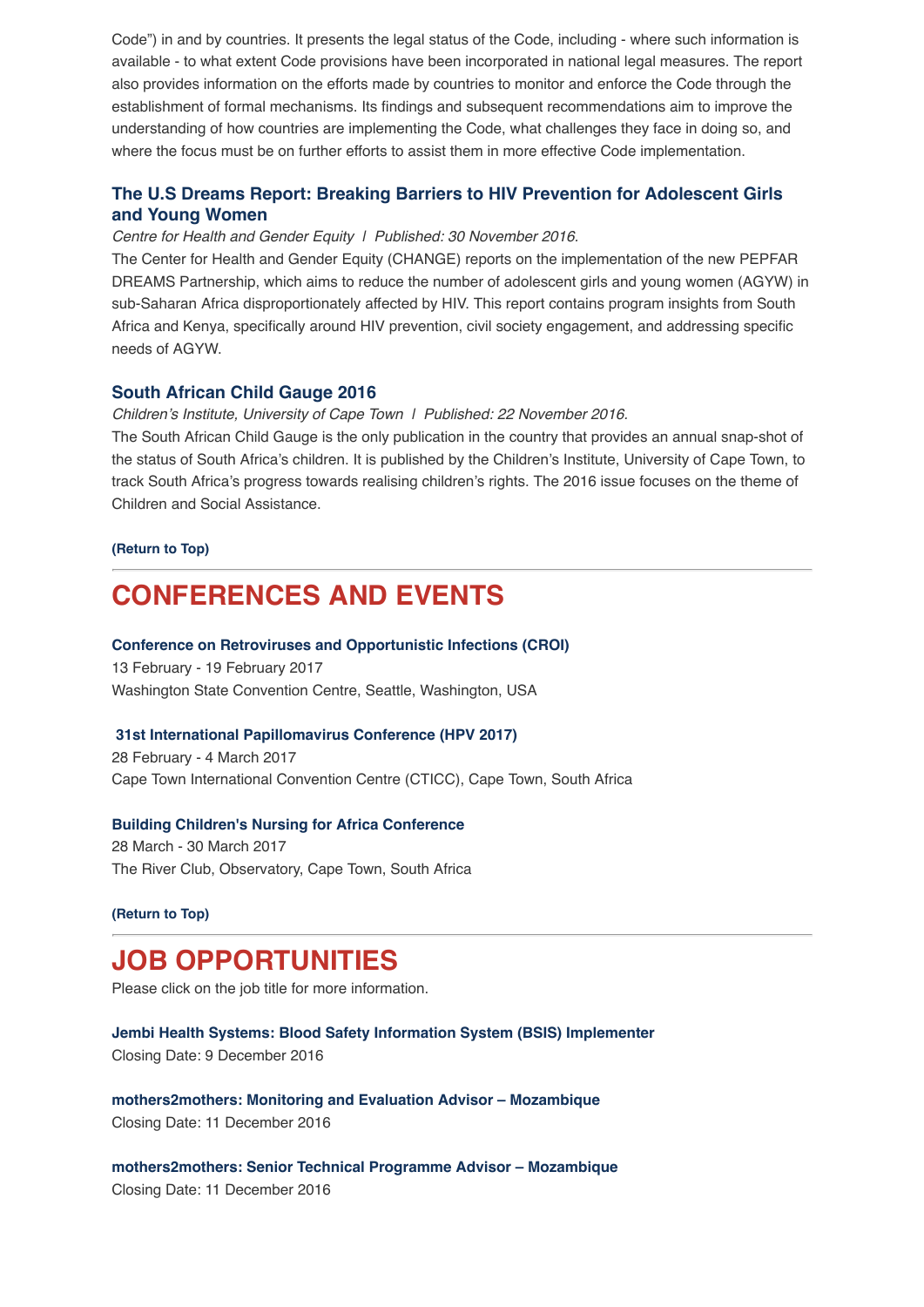Code") in and by countries. It presents the legal status of the Code, including - where such information is available - to what extent Code provisions have been incorporated in national legal measures. The report also provides information on the efforts made by countries to monitor and enforce the Code through the establishment of formal mechanisms. Its findings and subsequent recommendations aim to improve the understanding of how countries are implementing the Code, what challenges they face in doing so, and where the focus must be on further efforts to assist them in more effective Code implementation.

### The U.S Dreams Report: Breaking Barriers to HIV Prevention for Adolescent Girls and Young Women

*Centre for Health and Gender Equity | Published: 30 November 2016.*

The Center for Health and Gender Equity (CHANGE) reports on the implementation of the new PEPFAR DREAMS Partnership, which aims to reduce the number of adolescent girls and young women (AGYW) in sub-Saharan Africa disproportionately affected by HIV. This report contains program insights from South Africa and Kenya, specifically around HIV prevention, civil society engagement, and addressing specific needs of AGYW.

### South African Child Gauge 2016

*Children's Institute, University of Cape Town | Published: 22 November 2016.*

The South African Child Gauge is the only publication in the country that provides an annual snap-shot of the status of South Africa's children. It is published by the Children's Institute, University of Cape Town, to track South Africa's progress towards realising children's rights. The 2016 issue focuses on the theme of Children and Social Assistance.

**(Return to Top)**

---

## CONFERENCES AND EVENTS

**Conference on Retroviruses and Opportunistic Infections (CROI)**
13 February - 19 February 2017
Washington State Convention Centre, Seattle, Washington, USA

**31st International Papillomavirus Conference (HPV 2017)**
28 February - 4 March 2017
Cape Town International Convention Centre (CTICC), Cape Town, South Africa

**Building Children's Nursing for Africa Conference**
28 March - 30 March 2017
The River Club, Observatory, Cape Town, South Africa

**(Return to Top)**

---

## JOB OPPORTUNITIES

Please click on the job title for more information.

**Jembi Health Systems: Blood Safety Information System (BSIS) Implementer**
Closing Date: 9 December 2016

**mothers2mothers: Monitoring and Evaluation Advisor – Mozambique**
Closing Date: 11 December 2016

**mothers2mothers: Senior Technical Programme Advisor – Mozambique**
Closing Date: 11 December 2016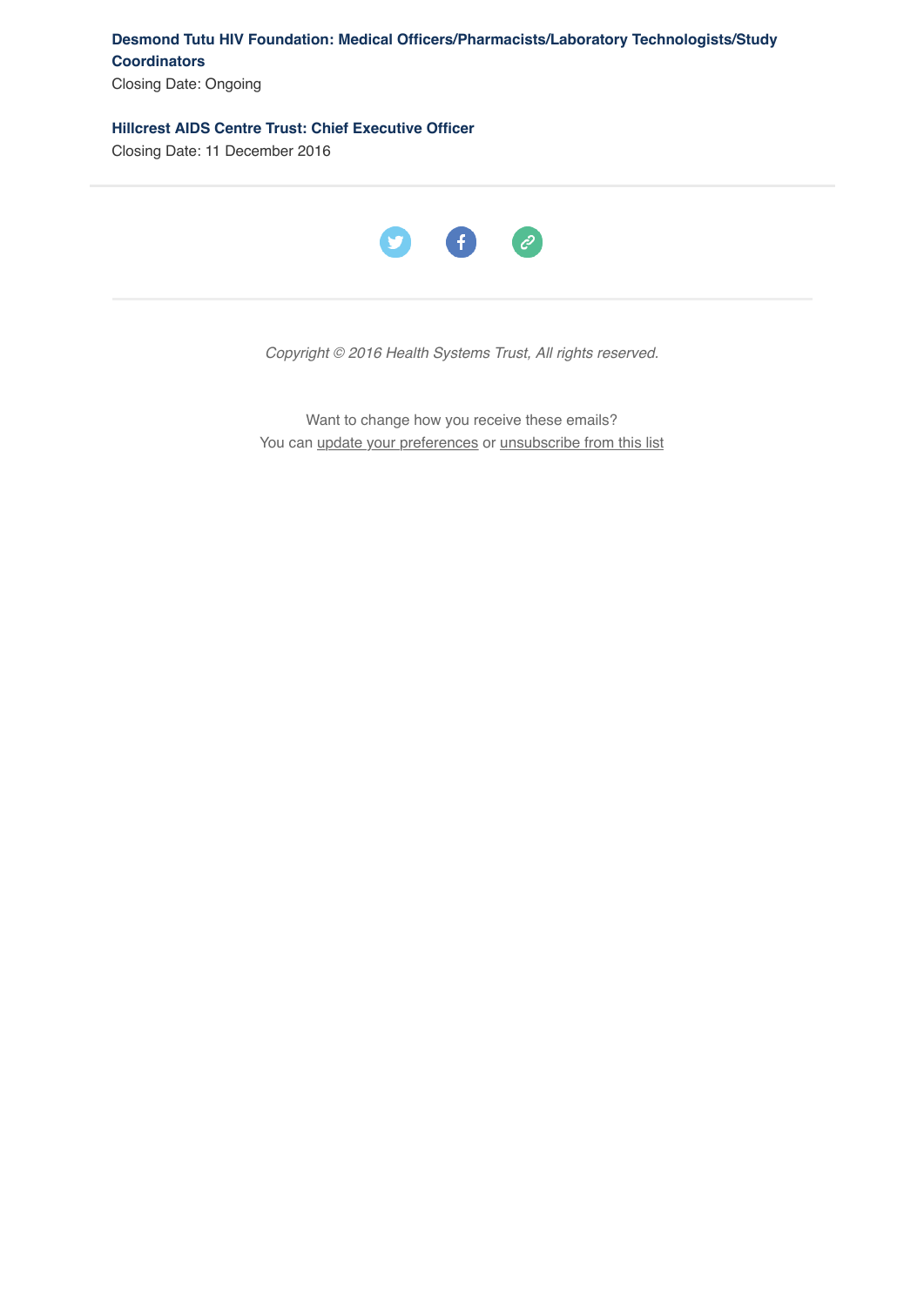**Desmond Tutu HIV Foundation: Medical Officers/Pharmacists/Laboratory Technologists/Study Coordinators**
Closing Date: Ongoing

**Hillcrest AIDS Centre Trust: Chief Executive Officer**
Closing Date: 11 December 2016

---

*Copyright © 2016 Health Systems Trust, All rights reserved.*

Want to change how you receive these emails?
You can update your preferences or unsubscribe from this list